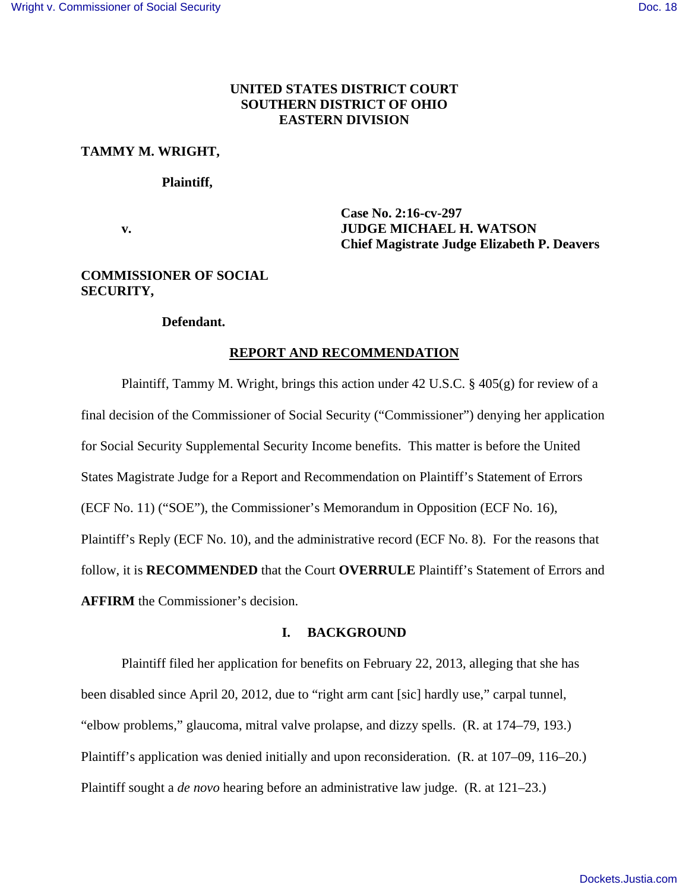**UNITED STATES DISTRICT COURT**
**SOUTHERN DISTRICT OF OHIO**
**EASTERN DIVISION**

**TAMMY M. WRIGHT,**

**Plaintiff,**

**v.**

**Case No. 2:16-cv-297**
**JUDGE MICHAEL H. WATSON**
**Chief Magistrate Judge Elizabeth P. Deavers**

**COMMISSIONER OF SOCIAL SECURITY,**

**Defendant.**

## REPORT AND RECOMMENDATION

Plaintiff, Tammy M. Wright, brings this action under 42 U.S.C. § 405(g) for review of a final decision of the Commissioner of Social Security ("Commissioner") denying her application for Social Security Supplemental Security Income benefits. This matter is before the United States Magistrate Judge for a Report and Recommendation on Plaintiff's Statement of Errors (ECF No. 11) ("SOE"), the Commissioner's Memorandum in Opposition (ECF No. 16), Plaintiff's Reply (ECF No. 10), and the administrative record (ECF No. 8). For the reasons that follow, it is **RECOMMENDED** that the Court **OVERRULE** Plaintiff's Statement of Errors and **AFFIRM** the Commissioner's decision.

## I. BACKGROUND

Plaintiff filed her application for benefits on February 22, 2013, alleging that she has been disabled since April 20, 2012, due to "right arm cant [sic] hardly use," carpal tunnel, "elbow problems," glaucoma, mitral valve prolapse, and dizzy spells. (R. at 174–79, 193.) Plaintiff's application was denied initially and upon reconsideration. (R. at 107–09, 116–20.) Plaintiff sought a *de novo* hearing before an administrative law judge. (R. at 121–23.)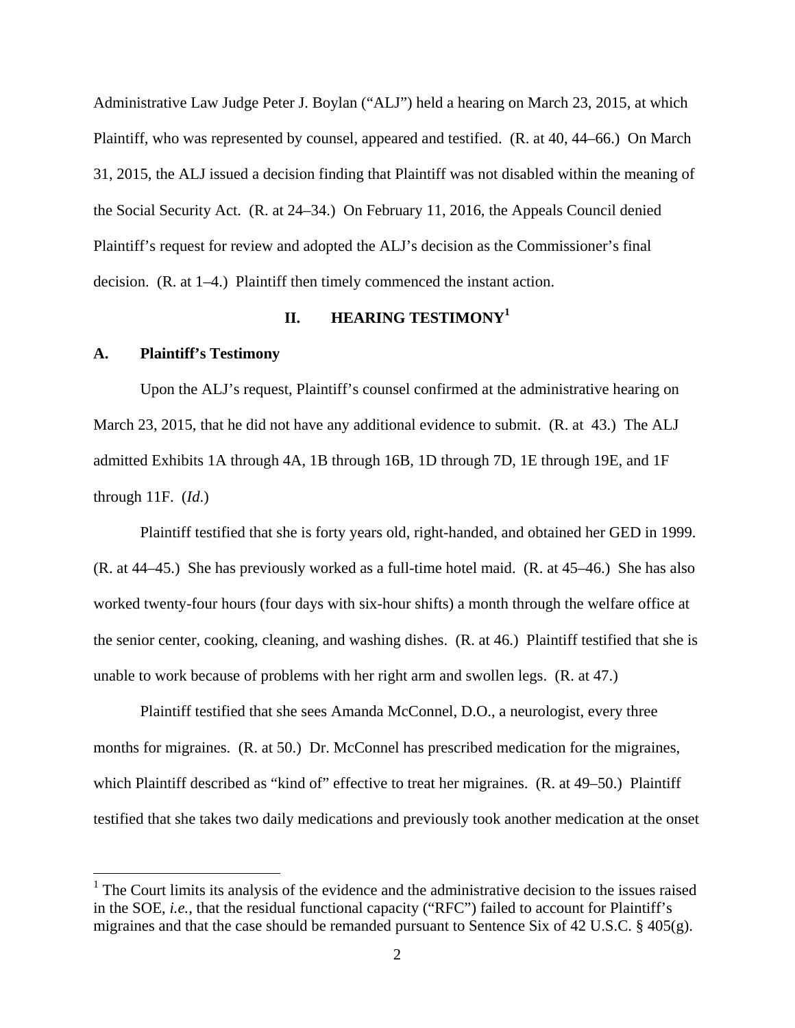Administrative Law Judge Peter J. Boylan ("ALJ") held a hearing on March 23, 2015, at which Plaintiff, who was represented by counsel, appeared and testified. (R. at 40, 44–66.) On March 31, 2015, the ALJ issued a decision finding that Plaintiff was not disabled within the meaning of the Social Security Act. (R. at 24–34.) On February 11, 2016, the Appeals Council denied Plaintiff's request for review and adopted the ALJ's decision as the Commissioner's final decision. (R. at 1–4.) Plaintiff then timely commenced the instant action.

## II. HEARING TESTIMONY[1]

### A. Plaintiff's Testimony

Upon the ALJ's request, Plaintiff's counsel confirmed at the administrative hearing on March 23, 2015, that he did not have any additional evidence to submit. (R. at 43.) The ALJ admitted Exhibits 1A through 4A, 1B through 16B, 1D through 7D, 1E through 19E, and 1F through 11F. (*Id.*)

Plaintiff testified that she is forty years old, right-handed, and obtained her GED in 1999. (R. at 44–45.) She has previously worked as a full-time hotel maid. (R. at 45–46.) She has also worked twenty-four hours (four days with six-hour shifts) a month through the welfare office at the senior center, cooking, cleaning, and washing dishes. (R. at 46.) Plaintiff testified that she is unable to work because of problems with her right arm and swollen legs. (R. at 47.)

Plaintiff testified that she sees Amanda McConnel, D.O., a neurologist, every three months for migraines. (R. at 50.) Dr. McConnel has prescribed medication for the migraines, which Plaintiff described as "kind of" effective to treat her migraines. (R. at 49–50.) Plaintiff testified that she takes two daily medications and previously took another medication at the onset

[1] The Court limits its analysis of the evidence and the administrative decision to the issues raised in the SOE, *i.e.*, that the residual functional capacity ("RFC") failed to account for Plaintiff's migraines and that the case should be remanded pursuant to Sentence Six of 42 U.S.C. § 405(g).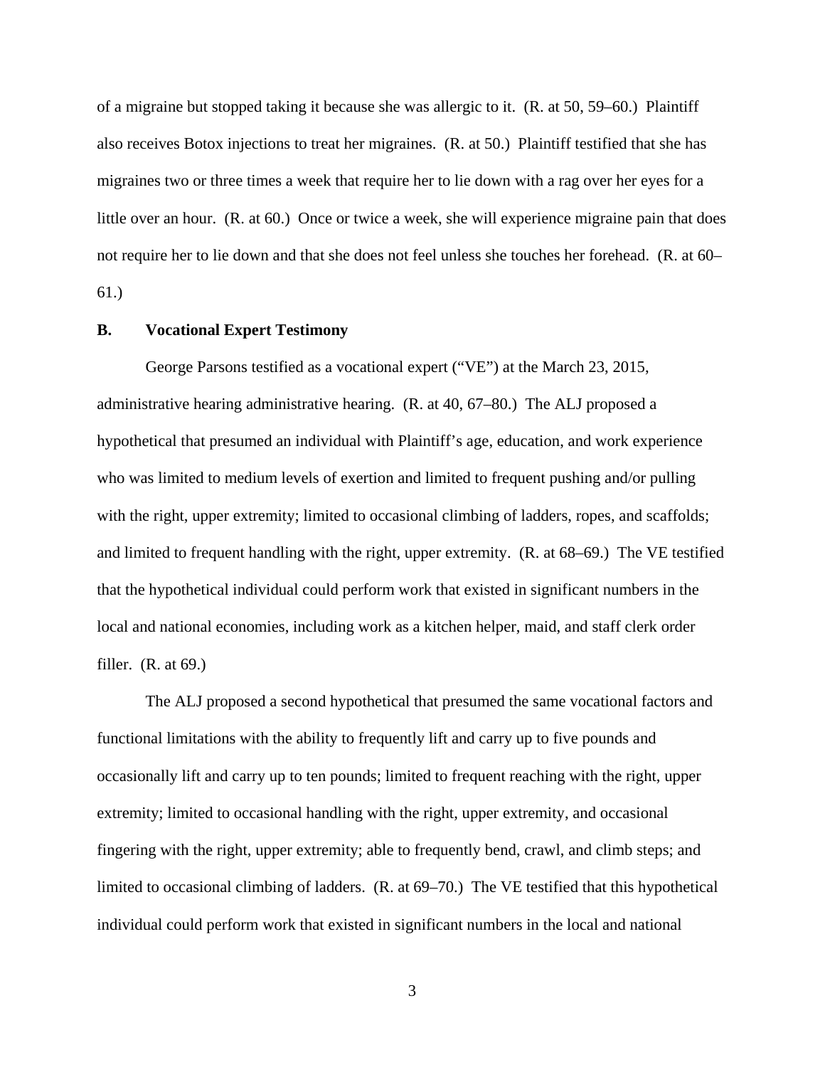of a migraine but stopped taking it because she was allergic to it. (R. at 50, 59–60.) Plaintiff also receives Botox injections to treat her migraines. (R. at 50.) Plaintiff testified that she has migraines two or three times a week that require her to lie down with a rag over her eyes for a little over an hour. (R. at 60.) Once or twice a week, she will experience migraine pain that does not require her to lie down and that she does not feel unless she touches her forehead. (R. at 60–61.)

## B. Vocational Expert Testimony

George Parsons testified as a vocational expert ("VE") at the March 23, 2015, administrative hearing administrative hearing. (R. at 40, 67–80.) The ALJ proposed a hypothetical that presumed an individual with Plaintiff's age, education, and work experience who was limited to medium levels of exertion and limited to frequent pushing and/or pulling with the right, upper extremity; limited to occasional climbing of ladders, ropes, and scaffolds; and limited to frequent handling with the right, upper extremity. (R. at 68–69.) The VE testified that the hypothetical individual could perform work that existed in significant numbers in the local and national economies, including work as a kitchen helper, maid, and staff clerk order filler. (R. at 69.)

The ALJ proposed a second hypothetical that presumed the same vocational factors and functional limitations with the ability to frequently lift and carry up to five pounds and occasionally lift and carry up to ten pounds; limited to frequent reaching with the right, upper extremity; limited to occasional handling with the right, upper extremity, and occasional fingering with the right, upper extremity; able to frequently bend, crawl, and climb steps; and limited to occasional climbing of ladders. (R. at 69–70.) The VE testified that this hypothetical individual could perform work that existed in significant numbers in the local and national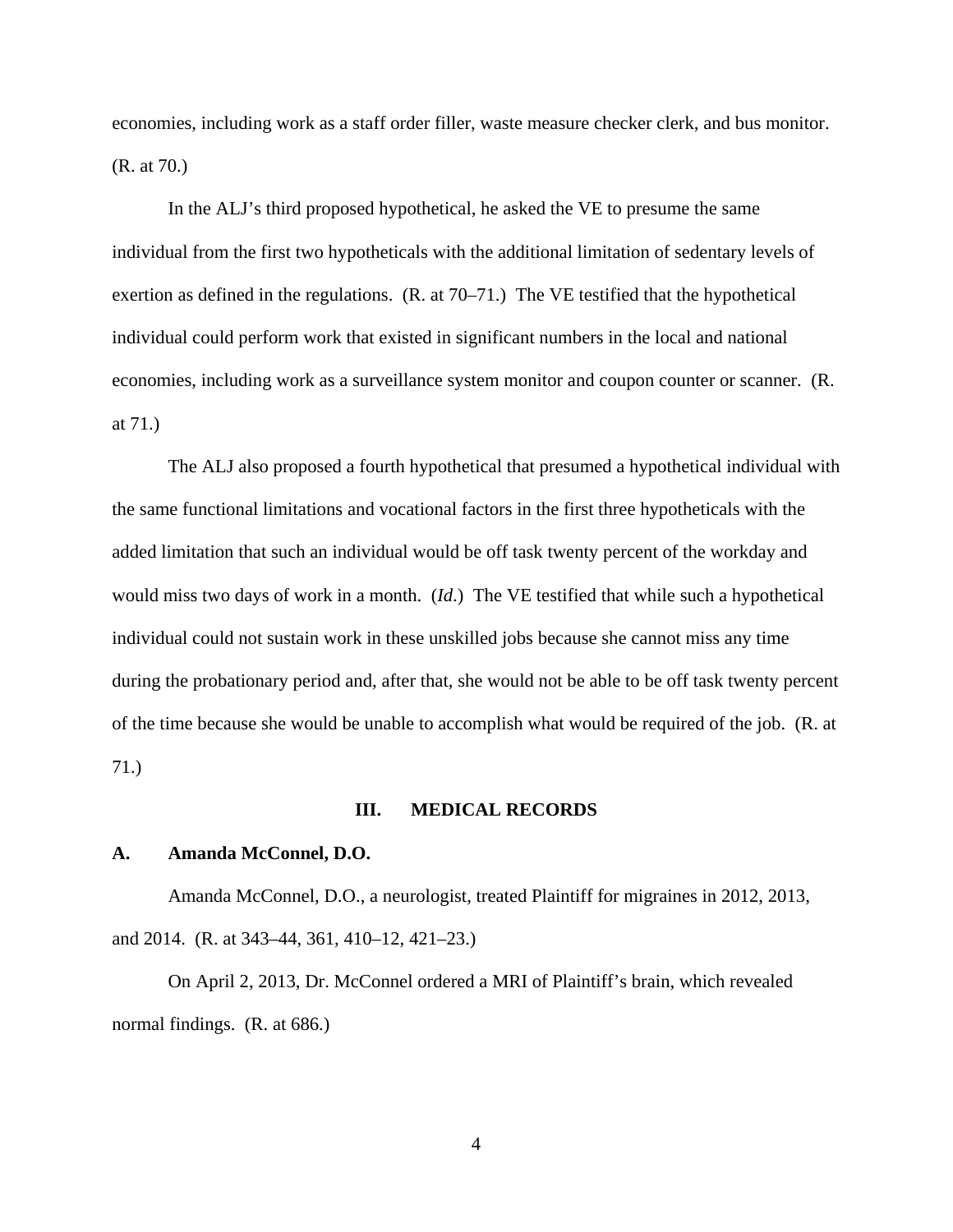economies, including work as a staff order filler, waste measure checker clerk, and bus monitor. (R. at 70.)

In the ALJ's third proposed hypothetical, he asked the VE to presume the same individual from the first two hypotheticals with the additional limitation of sedentary levels of exertion as defined in the regulations. (R. at 70–71.) The VE testified that the hypothetical individual could perform work that existed in significant numbers in the local and national economies, including work as a surveillance system monitor and coupon counter or scanner. (R. at 71.)

The ALJ also proposed a fourth hypothetical that presumed a hypothetical individual with the same functional limitations and vocational factors in the first three hypotheticals with the added limitation that such an individual would be off task twenty percent of the workday and would miss two days of work in a month. (*Id.*) The VE testified that while such a hypothetical individual could not sustain work in these unskilled jobs because she cannot miss any time during the probationary period and, after that, she would not be able to be off task twenty percent of the time because she would be unable to accomplish what would be required of the job. (R. at 71.)

## III. MEDICAL RECORDS

### A. Amanda McConnel, D.O.

Amanda McConnel, D.O., a neurologist, treated Plaintiff for migraines in 2012, 2013, and 2014. (R. at 343–44, 361, 410–12, 421–23.)

On April 2, 2013, Dr. McConnel ordered a MRI of Plaintiff's brain, which revealed normal findings. (R. at 686.)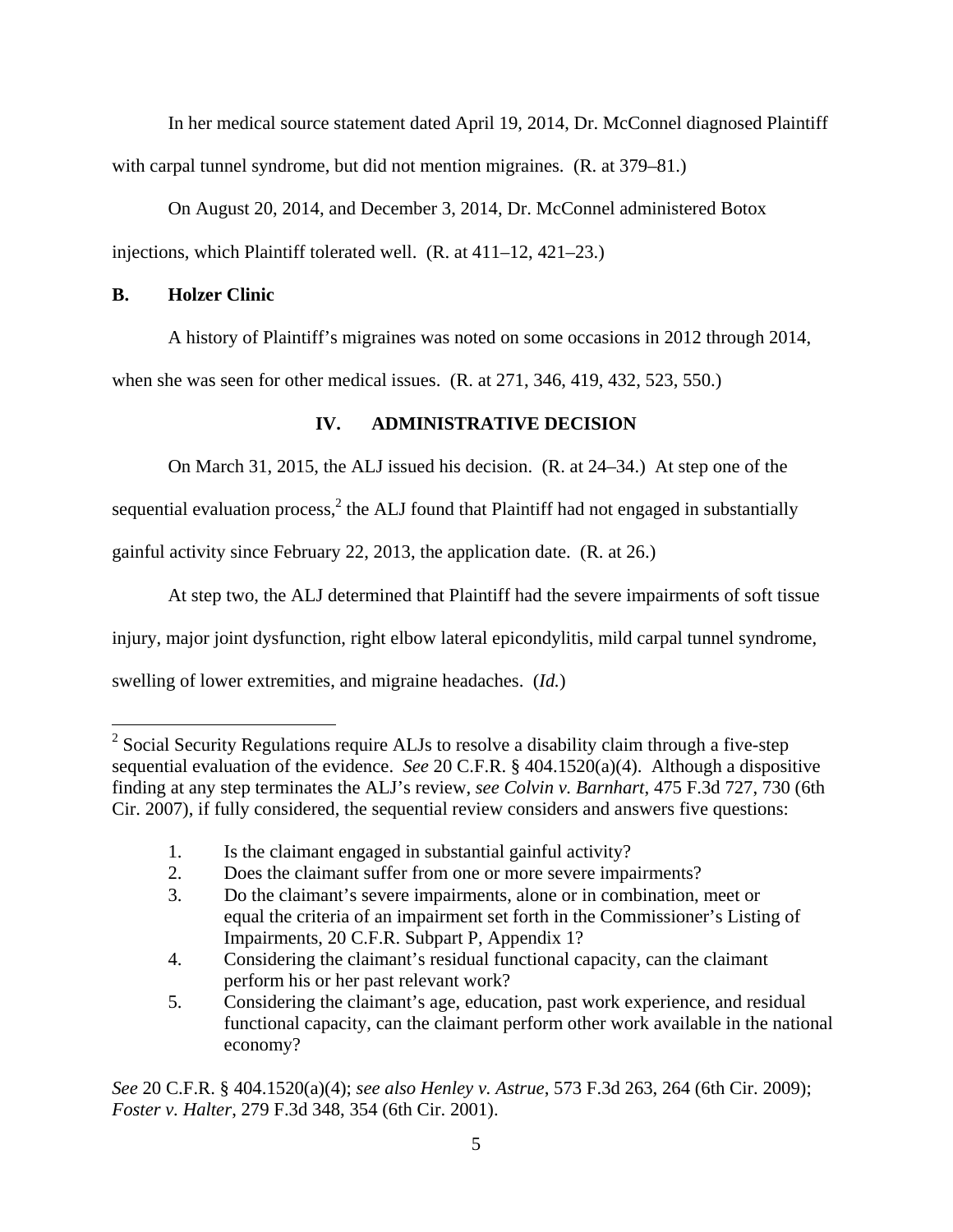In her medical source statement dated April 19, 2014, Dr. McConnel diagnosed Plaintiff with carpal tunnel syndrome, but did not mention migraines. (R. at 379–81.)

On August 20, 2014, and December 3, 2014, Dr. McConnel administered Botox injections, which Plaintiff tolerated well. (R. at 411–12, 421–23.)

### B. Holzer Clinic

A history of Plaintiff's migraines was noted on some occasions in 2012 through 2014, when she was seen for other medical issues. (R. at 271, 346, 419, 432, 523, 550.)

## IV. ADMINISTRATIVE DECISION

On March 31, 2015, the ALJ issued his decision. (R. at 24–34.) At step one of the sequential evaluation process,[2] the ALJ found that Plaintiff had not engaged in substantially gainful activity since February 22, 2013, the application date. (R. at 26.)

At step two, the ALJ determined that Plaintiff had the severe impairments of soft tissue injury, major joint dysfunction, right elbow lateral epicondylitis, mild carpal tunnel syndrome, swelling of lower extremities, and migraine headaches. (*Id.*)

---

[2] Social Security Regulations require ALJs to resolve a disability claim through a five-step sequential evaluation of the evidence. *See* 20 C.F.R. § 404.1520(a)(4). Although a dispositive finding at any step terminates the ALJ's review, *see Colvin v. Barnhart*, 475 F.3d 727, 730 (6th Cir. 2007), if fully considered, the sequential review considers and answers five questions:

1. Is the claimant engaged in substantial gainful activity?
2. Does the claimant suffer from one or more severe impairments?
3. Do the claimant's severe impairments, alone or in combination, meet or equal the criteria of an impairment set forth in the Commissioner's Listing of Impairments, 20 C.F.R. Subpart P, Appendix 1?
4. Considering the claimant's residual functional capacity, can the claimant perform his or her past relevant work?
5. Considering the claimant's age, education, past work experience, and residual functional capacity, can the claimant perform other work available in the national economy?

*See* 20 C.F.R. § 404.1520(a)(4); *see also Henley v. Astrue*, 573 F.3d 263, 264 (6th Cir. 2009); *Foster v. Halter*, 279 F.3d 348, 354 (6th Cir. 2001).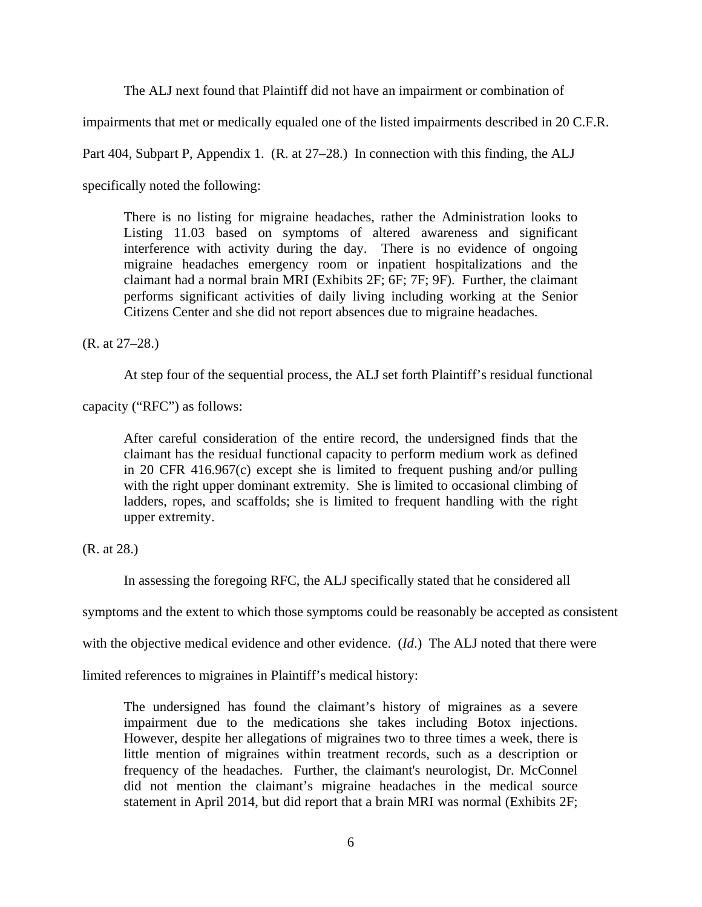The ALJ next found that Plaintiff did not have an impairment or combination of impairments that met or medically equaled one of the listed impairments described in 20 C.F.R. Part 404, Subpart P, Appendix 1. (R. at 27–28.) In connection with this finding, the ALJ specifically noted the following:

> There is no listing for migraine headaches, rather the Administration looks to Listing 11.03 based on symptoms of altered awareness and significant interference with activity during the day. There is no evidence of ongoing migraine headaches emergency room or inpatient hospitalizations and the claimant had a normal brain MRI (Exhibits 2F; 6F; 7F; 9F). Further, the claimant performs significant activities of daily living including working at the Senior Citizens Center and she did not report absences due to migraine headaches.

(R. at 27–28.)

At step four of the sequential process, the ALJ set forth Plaintiff's residual functional capacity ("RFC") as follows:

> After careful consideration of the entire record, the undersigned finds that the claimant has the residual functional capacity to perform medium work as defined in 20 CFR 416.967(c) except she is limited to frequent pushing and/or pulling with the right upper dominant extremity. She is limited to occasional climbing of ladders, ropes, and scaffolds; she is limited to frequent handling with the right upper extremity.

(R. at 28.)

In assessing the foregoing RFC, the ALJ specifically stated that he considered all symptoms and the extent to which those symptoms could be reasonably be accepted as consistent with the objective medical evidence and other evidence. (*Id*.) The ALJ noted that there were limited references to migraines in Plaintiff's medical history:

> The undersigned has found the claimant's history of migraines as a severe impairment due to the medications she takes including Botox injections. However, despite her allegations of migraines two to three times a week, there is little mention of migraines within treatment records, such as a description or frequency of the headaches. Further, the claimant's neurologist, Dr. McConnel did not mention the claimant's migraine headaches in the medical source statement in April 2014, but did report that a brain MRI was normal (Exhibits 2F;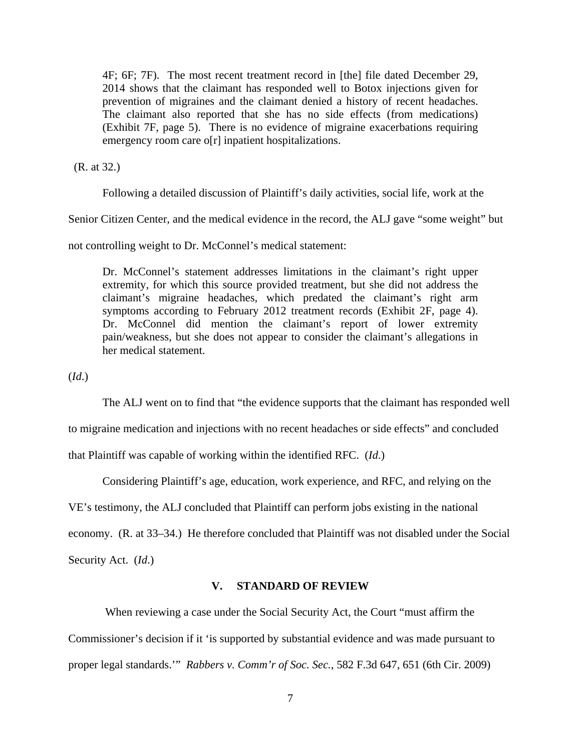> 4F; 6F; 7F). The most recent treatment record in [the] file dated December 29, 2014 shows that the claimant has responded well to Botox injections given for prevention of migraines and the claimant denied a history of recent headaches. The claimant also reported that she has no side effects (from medications) (Exhibit 7F, page 5). There is no evidence of migraine exacerbations requiring emergency room care o[r] inpatient hospitalizations.

(R. at 32.)

Following a detailed discussion of Plaintiff's daily activities, social life, work at the Senior Citizen Center, and the medical evidence in the record, the ALJ gave "some weight" but not controlling weight to Dr. McConnel's medical statement:

> Dr. McConnel's statement addresses limitations in the claimant's right upper extremity, for which this source provided treatment, but she did not address the claimant's migraine headaches, which predated the claimant's right arm symptoms according to February 2012 treatment records (Exhibit 2F, page 4). Dr. McConnel did mention the claimant's report of lower extremity pain/weakness, but she does not appear to consider the claimant's allegations in her medical statement.

(*Id.*)

The ALJ went on to find that "the evidence supports that the claimant has responded well to migraine medication and injections with no recent headaches or side effects" and concluded that Plaintiff was capable of working within the identified RFC. (*Id.*)

Considering Plaintiff's age, education, work experience, and RFC, and relying on the VE's testimony, the ALJ concluded that Plaintiff can perform jobs existing in the national economy. (R. at 33–34.) He therefore concluded that Plaintiff was not disabled under the Social Security Act. (*Id.*)

## V. STANDARD OF REVIEW

When reviewing a case under the Social Security Act, the Court "must affirm the Commissioner's decision if it 'is supported by substantial evidence and was made pursuant to proper legal standards.'" *Rabbers v. Comm'r of Soc. Sec.*, 582 F.3d 647, 651 (6th Cir. 2009)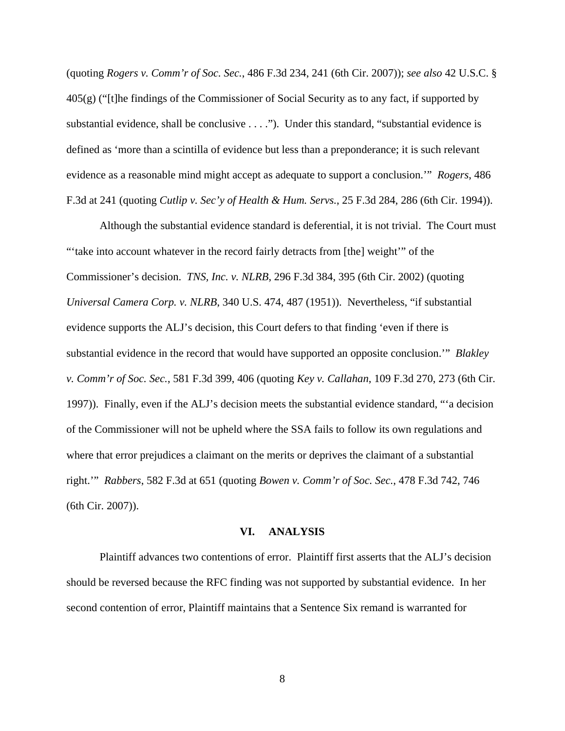(quoting *Rogers v. Comm'r of Soc. Sec.*, 486 F.3d 234, 241 (6th Cir. 2007)); *see also* 42 U.S.C. § 405(g) ("[t]he findings of the Commissioner of Social Security as to any fact, if supported by substantial evidence, shall be conclusive . . . ."). Under this standard, "substantial evidence is defined as 'more than a scintilla of evidence but less than a preponderance; it is such relevant evidence as a reasonable mind might accept as adequate to support a conclusion.'" *Rogers*, 486 F.3d at 241 (quoting *Cutlip v. Sec'y of Health & Hum. Servs.*, 25 F.3d 284, 286 (6th Cir. 1994)).

Although the substantial evidence standard is deferential, it is not trivial. The Court must "'take into account whatever in the record fairly detracts from [the] weight'" of the Commissioner's decision. *TNS, Inc. v. NLRB*, 296 F.3d 384, 395 (6th Cir. 2002) (quoting *Universal Camera Corp. v. NLRB*, 340 U.S. 474, 487 (1951)). Nevertheless, "if substantial evidence supports the ALJ's decision, this Court defers to that finding 'even if there is substantial evidence in the record that would have supported an opposite conclusion.'" *Blakley v. Comm'r of Soc. Sec.*, 581 F.3d 399, 406 (quoting *Key v. Callahan*, 109 F.3d 270, 273 (6th Cir. 1997)). Finally, even if the ALJ's decision meets the substantial evidence standard, "'a decision of the Commissioner will not be upheld where the SSA fails to follow its own regulations and where that error prejudices a claimant on the merits or deprives the claimant of a substantial right.'" *Rabbers*, 582 F.3d at 651 (quoting *Bowen v. Comm'r of Soc. Sec.*, 478 F.3d 742, 746 (6th Cir. 2007)).

## VI. ANALYSIS

Plaintiff advances two contentions of error. Plaintiff first asserts that the ALJ's decision should be reversed because the RFC finding was not supported by substantial evidence. In her second contention of error, Plaintiff maintains that a Sentence Six remand is warranted for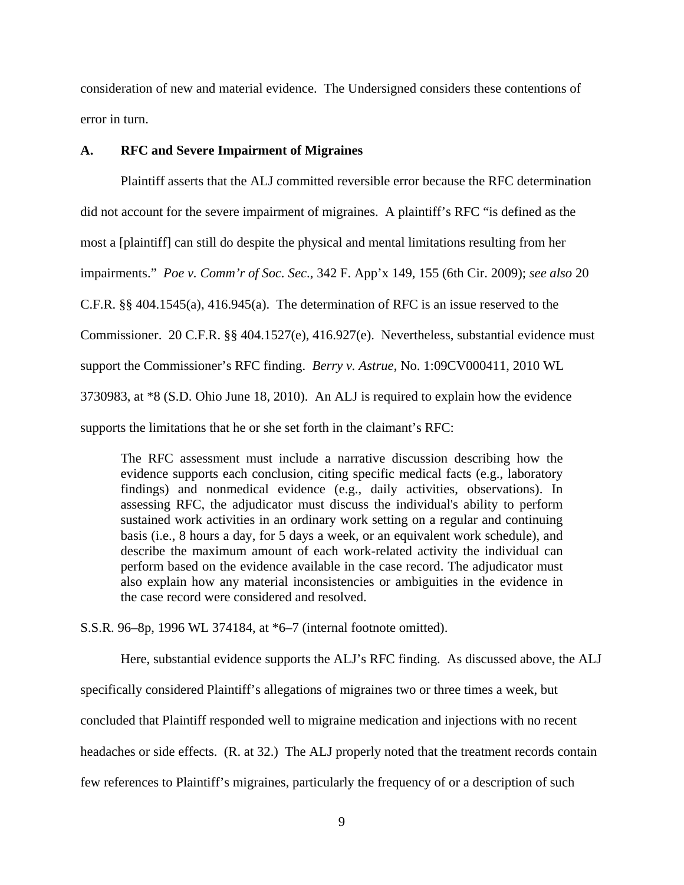consideration of new and material evidence. The Undersigned considers these contentions of error in turn.

### A. RFC and Severe Impairment of Migraines

Plaintiff asserts that the ALJ committed reversible error because the RFC determination did not account for the severe impairment of migraines. A plaintiff's RFC "is defined as the most a [plaintiff] can still do despite the physical and mental limitations resulting from her impairments." *Poe v. Comm'r of Soc. Sec*., 342 F. App'x 149, 155 (6th Cir. 2009); *see also* 20 C.F.R. §§ 404.1545(a), 416.945(a). The determination of RFC is an issue reserved to the Commissioner. 20 C.F.R. §§ 404.1527(e), 416.927(e). Nevertheless, substantial evidence must support the Commissioner's RFC finding. *Berry v. Astrue*, No. 1:09CV000411, 2010 WL 3730983, at *8 (S.D. Ohio June 18, 2010). An ALJ is required to explain how the evidence supports the limitations that he or she set forth in the claimant's RFC:

> The RFC assessment must include a narrative discussion describing how the evidence supports each conclusion, citing specific medical facts (e.g., laboratory findings) and nonmedical evidence (e.g., daily activities, observations). In assessing RFC, the adjudicator must discuss the individual's ability to perform sustained work activities in an ordinary work setting on a regular and continuing basis (i.e., 8 hours a day, for 5 days a week, or an equivalent work schedule), and describe the maximum amount of each work-related activity the individual can perform based on the evidence available in the case record. The adjudicator must also explain how any material inconsistencies or ambiguities in the evidence in the case record were considered and resolved.

S.S.R. 96–8p, 1996 WL 374184, at *6–7 (internal footnote omitted).

Here, substantial evidence supports the ALJ's RFC finding. As discussed above, the ALJ specifically considered Plaintiff's allegations of migraines two or three times a week, but concluded that Plaintiff responded well to migraine medication and injections with no recent headaches or side effects. (R. at 32.) The ALJ properly noted that the treatment records contain few references to Plaintiff's migraines, particularly the frequency of or a description of such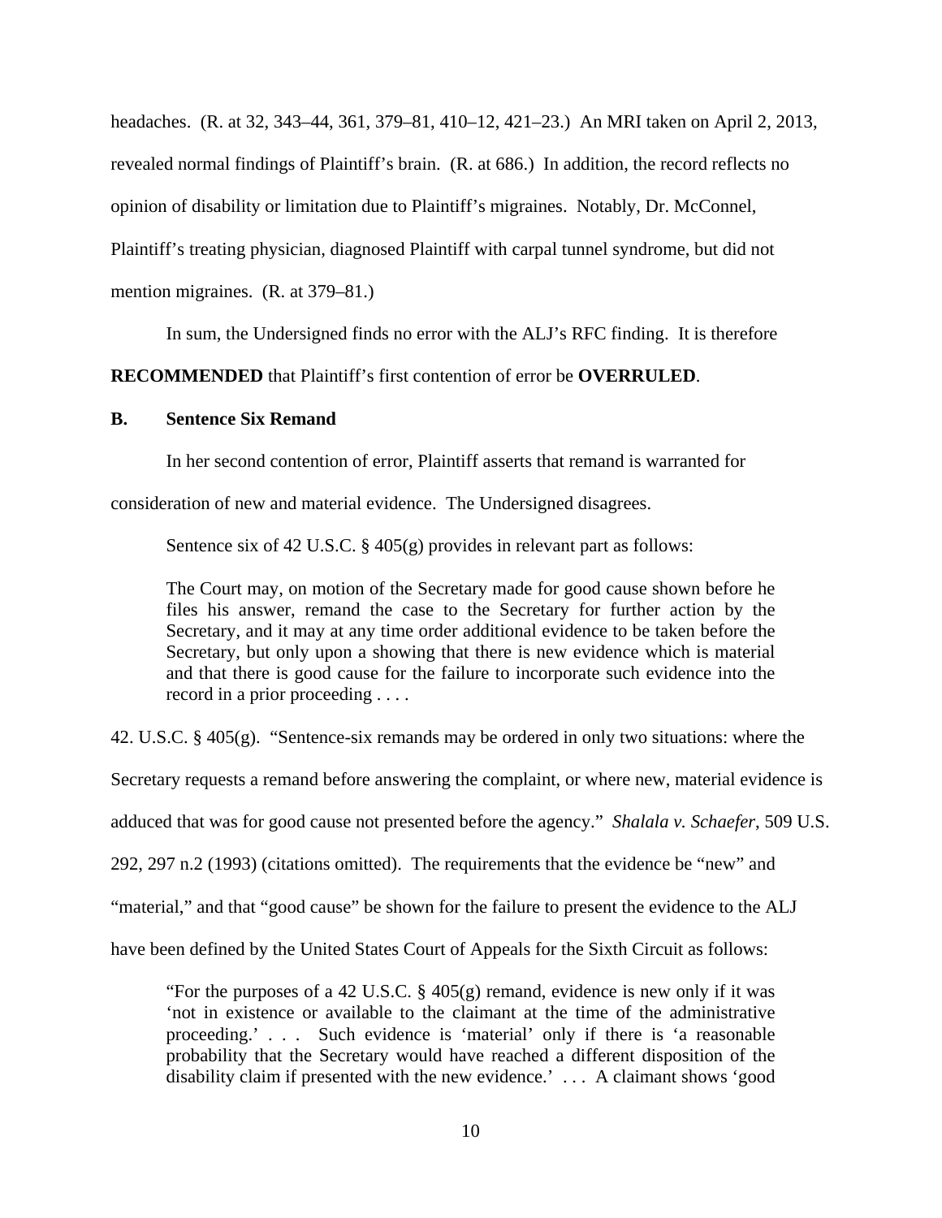headaches. (R. at 32, 343–44, 361, 379–81, 410–12, 421–23.) An MRI taken on April 2, 2013, revealed normal findings of Plaintiff's brain. (R. at 686.) In addition, the record reflects no opinion of disability or limitation due to Plaintiff's migraines. Notably, Dr. McConnel, Plaintiff's treating physician, diagnosed Plaintiff with carpal tunnel syndrome, but did not mention migraines. (R. at 379–81.)

In sum, the Undersigned finds no error with the ALJ's RFC finding. It is therefore **RECOMMENDED** that Plaintiff's first contention of error be **OVERRULED**.

### B. Sentence Six Remand

In her second contention of error, Plaintiff asserts that remand is warranted for consideration of new and material evidence. The Undersigned disagrees.

Sentence six of 42 U.S.C. § 405(g) provides in relevant part as follows:

> The Court may, on motion of the Secretary made for good cause shown before he files his answer, remand the case to the Secretary for further action by the Secretary, and it may at any time order additional evidence to be taken before the Secretary, but only upon a showing that there is new evidence which is material and that there is good cause for the failure to incorporate such evidence into the record in a prior proceeding . . . .

42. U.S.C. § 405(g). "Sentence-six remands may be ordered in only two situations: where the Secretary requests a remand before answering the complaint, or where new, material evidence is adduced that was for good cause not presented before the agency." *Shalala v. Schaefer*, 509 U.S. 292, 297 n.2 (1993) (citations omitted). The requirements that the evidence be "new" and "material," and that "good cause" be shown for the failure to present the evidence to the ALJ have been defined by the United States Court of Appeals for the Sixth Circuit as follows:

> "For the purposes of a 42 U.S.C. § 405(g) remand, evidence is new only if it was 'not in existence or available to the claimant at the time of the administrative proceeding.' . . . Such evidence is 'material' only if there is 'a reasonable probability that the Secretary would have reached a different disposition of the disability claim if presented with the new evidence.' . . . A claimant shows 'good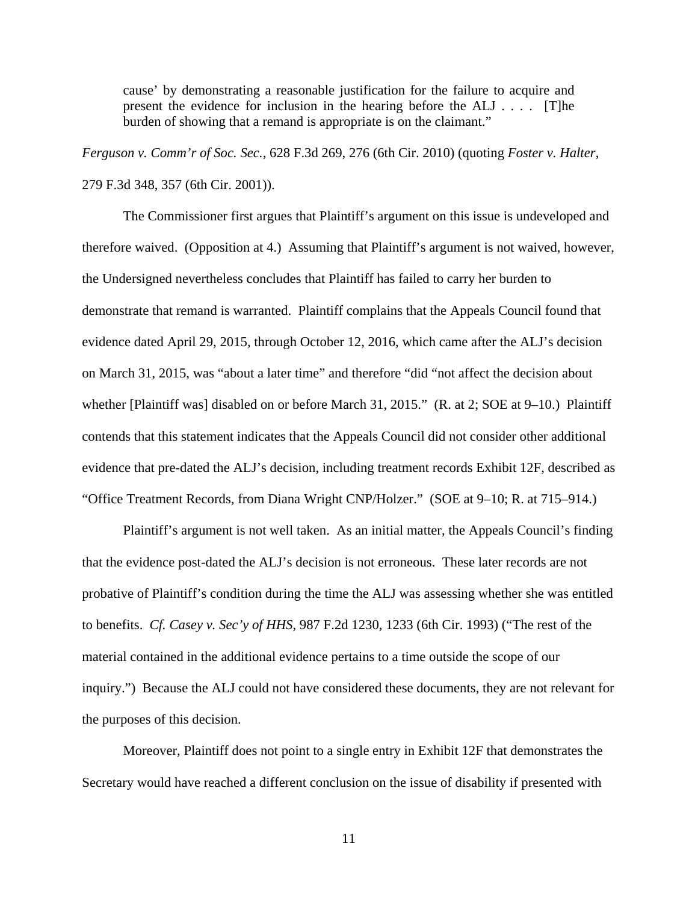> cause' by demonstrating a reasonable justification for the failure to acquire and present the evidence for inclusion in the hearing before the ALJ . . . . [T]he burden of showing that a remand is appropriate is on the claimant."

*Ferguson v. Comm'r of Soc. Sec.*, 628 F.3d 269, 276 (6th Cir. 2010) (quoting *Foster v. Halter*, 279 F.3d 348, 357 (6th Cir. 2001)).

The Commissioner first argues that Plaintiff's argument on this issue is undeveloped and therefore waived. (Opposition at 4.) Assuming that Plaintiff's argument is not waived, however, the Undersigned nevertheless concludes that Plaintiff has failed to carry her burden to demonstrate that remand is warranted. Plaintiff complains that the Appeals Council found that evidence dated April 29, 2015, through October 12, 2016, which came after the ALJ's decision on March 31, 2015, was "about a later time" and therefore "did "not affect the decision about whether [Plaintiff was] disabled on or before March 31, 2015." (R. at 2; SOE at 9–10.) Plaintiff contends that this statement indicates that the Appeals Council did not consider other additional evidence that pre-dated the ALJ's decision, including treatment records Exhibit 12F, described as "Office Treatment Records, from Diana Wright CNP/Holzer." (SOE at 9–10; R. at 715–914.)

Plaintiff's argument is not well taken. As an initial matter, the Appeals Council's finding that the evidence post-dated the ALJ's decision is not erroneous. These later records are not probative of Plaintiff's condition during the time the ALJ was assessing whether she was entitled to benefits. *Cf. Casey v. Sec'y of HHS*, 987 F.2d 1230, 1233 (6th Cir. 1993) ("The rest of the material contained in the additional evidence pertains to a time outside the scope of our inquiry.") Because the ALJ could not have considered these documents, they are not relevant for the purposes of this decision.

Moreover, Plaintiff does not point to a single entry in Exhibit 12F that demonstrates the Secretary would have reached a different conclusion on the issue of disability if presented with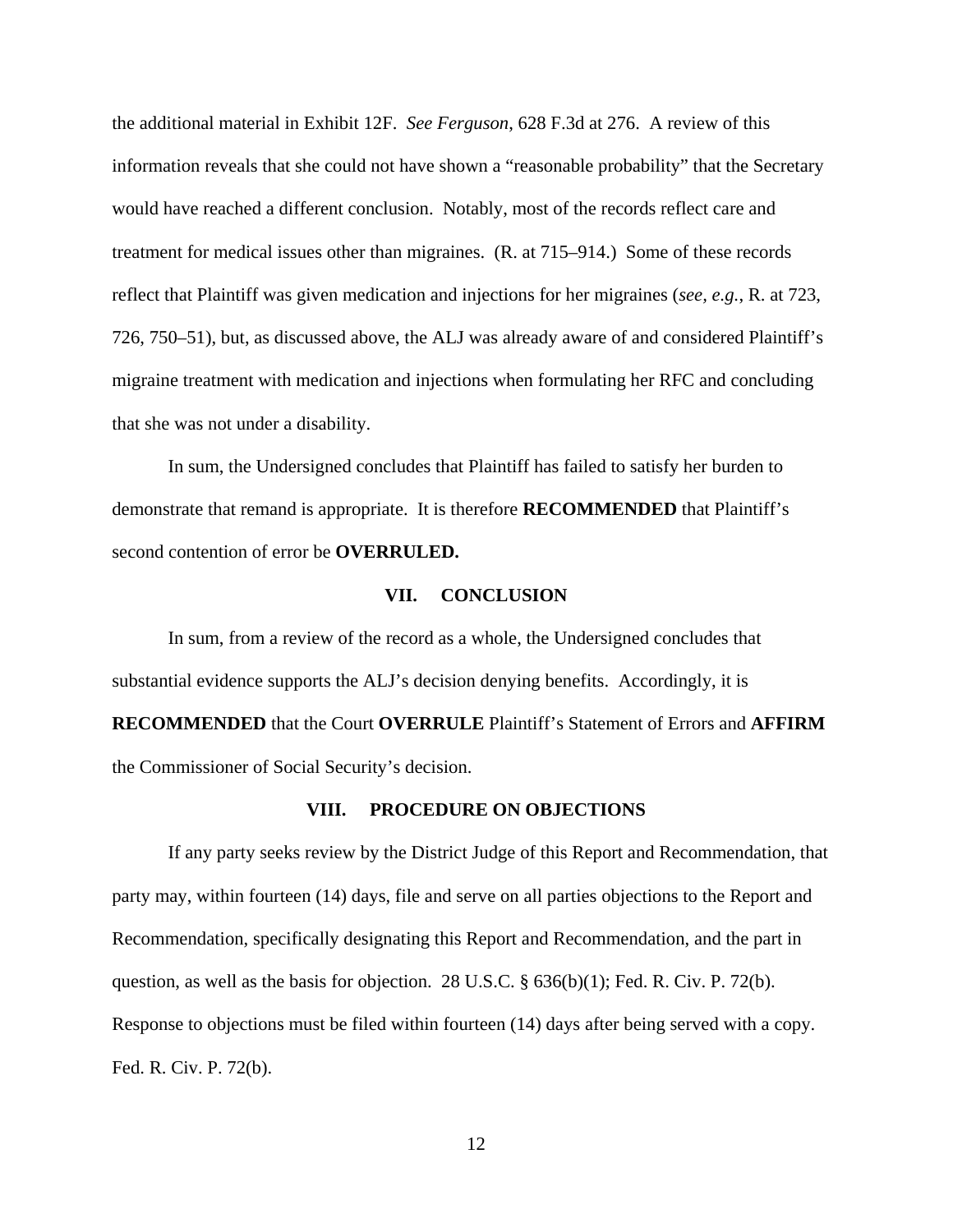the additional material in Exhibit 12F. *See Ferguson*, 628 F.3d at 276. A review of this information reveals that she could not have shown a "reasonable probability" that the Secretary would have reached a different conclusion. Notably, most of the records reflect care and treatment for medical issues other than migraines. (R. at 715–914.) Some of these records reflect that Plaintiff was given medication and injections for her migraines (*see, e.g.*, R. at 723, 726, 750–51), but, as discussed above, the ALJ was already aware of and considered Plaintiff's migraine treatment with medication and injections when formulating her RFC and concluding that she was not under a disability.

In sum, the Undersigned concludes that Plaintiff has failed to satisfy her burden to demonstrate that remand is appropriate. It is therefore **RECOMMENDED** that Plaintiff's second contention of error be **OVERRULED.**

## VII. CONCLUSION

In sum, from a review of the record as a whole, the Undersigned concludes that substantial evidence supports the ALJ's decision denying benefits. Accordingly, it is **RECOMMENDED** that the Court **OVERRULE** Plaintiff's Statement of Errors and **AFFIRM** the Commissioner of Social Security's decision.

## VIII. PROCEDURE ON OBJECTIONS

If any party seeks review by the District Judge of this Report and Recommendation, that party may, within fourteen (14) days, file and serve on all parties objections to the Report and Recommendation, specifically designating this Report and Recommendation, and the part in question, as well as the basis for objection. 28 U.S.C. § 636(b)(1); Fed. R. Civ. P. 72(b). Response to objections must be filed within fourteen (14) days after being served with a copy. Fed. R. Civ. P. 72(b).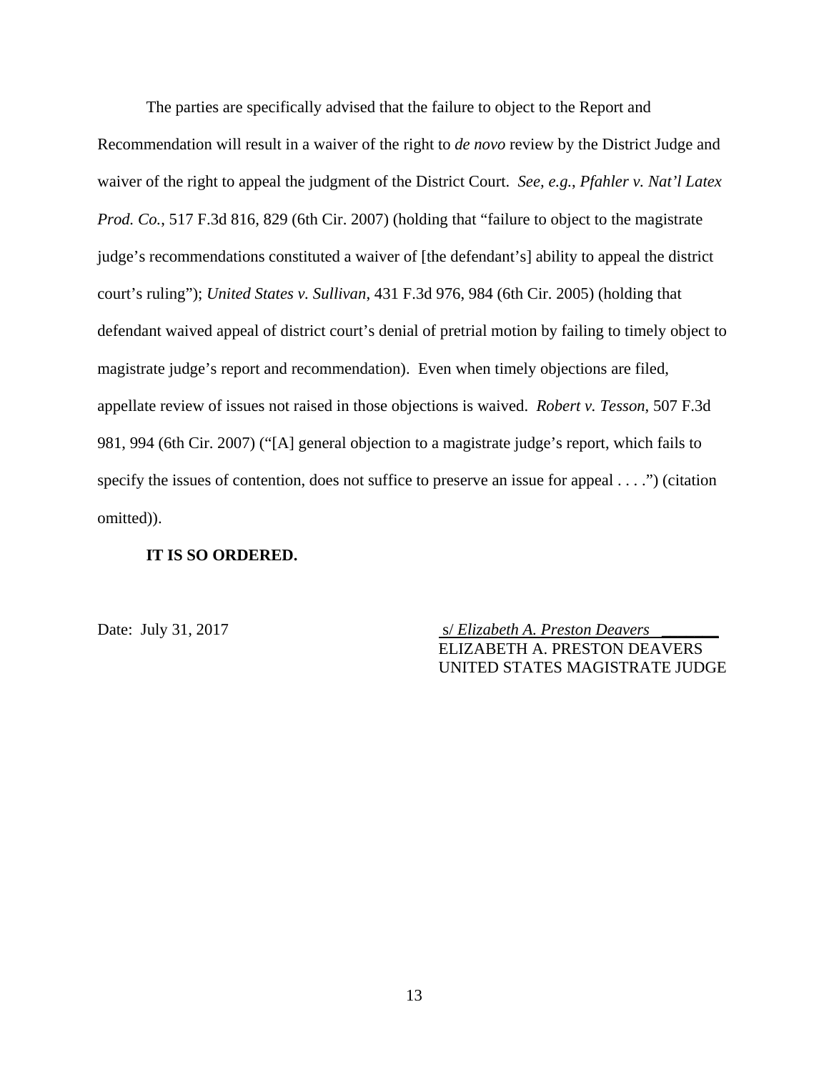The parties are specifically advised that the failure to object to the Report and Recommendation will result in a waiver of the right to *de novo* review by the District Judge and waiver of the right to appeal the judgment of the District Court. *See, e.g.*, *Pfahler v. Nat'l Latex Prod. Co.*, 517 F.3d 816, 829 (6th Cir. 2007) (holding that "failure to object to the magistrate judge's recommendations constituted a waiver of [the defendant's] ability to appeal the district court's ruling"); *United States v. Sullivan*, 431 F.3d 976, 984 (6th Cir. 2005) (holding that defendant waived appeal of district court's denial of pretrial motion by failing to timely object to magistrate judge's report and recommendation). Even when timely objections are filed, appellate review of issues not raised in those objections is waived. *Robert v. Tesson*, 507 F.3d 981, 994 (6th Cir. 2007) ("[A] general objection to a magistrate judge's report, which fails to specify the issues of contention, does not suffice to preserve an issue for appeal . . . .") (citation omitted)).

**IT IS SO ORDERED.**

Date: July 31, 2017

s/ *Elizabeth A. Preston Deavers*
ELIZABETH A. PRESTON DEAVERS
UNITED STATES MAGISTRATE JUDGE